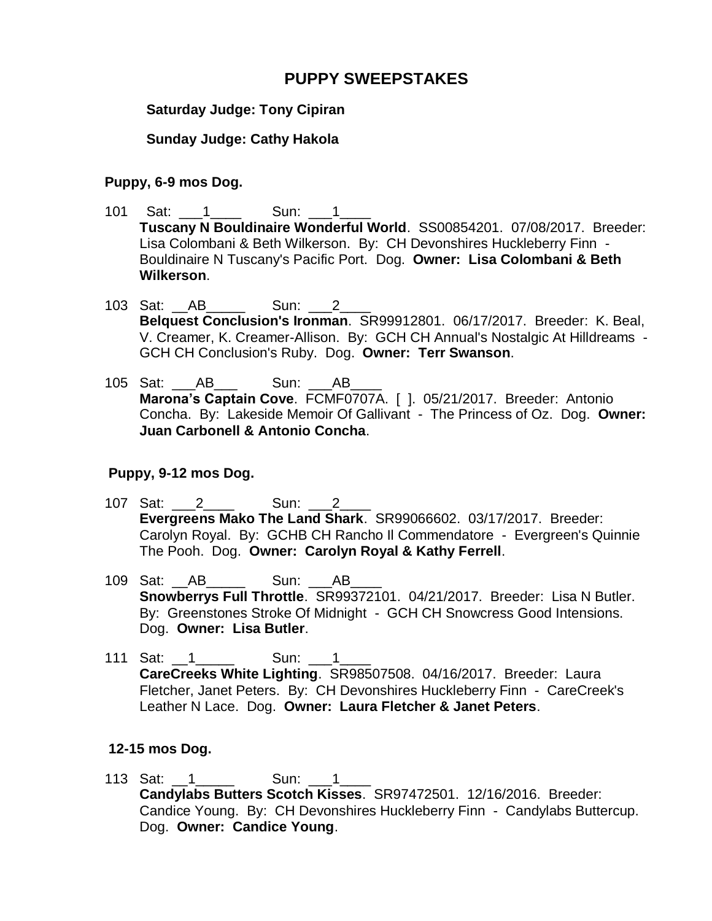# PUPPY SWEEPSTAKES

**Saturday Judge: Tony Cipiran**

**Sunday Judge: Cathy Hakola**

### Puppy, 6-9 mos Dog.

101 Sat: ___1____ Sun: ___1____
**Tuscany N Bouldinaire Wonderful World**. SS00854201. 07/08/2017. Breeder: Lisa Colombani & Beth Wilkerson. By: CH Devonshires Huckleberry Finn - Bouldinaire N Tuscany's Pacific Port. Dog. **Owner: Lisa Colombani & Beth Wilkerson**.

103 Sat: __AB_____ Sun: ___2____
**Belquest Conclusion's Ironman**. SR99912801. 06/17/2017. Breeder: K. Beal, V. Creamer, K. Creamer-Allison. By: GCH CH Annual's Nostalgic At Hilldreams - GCH CH Conclusion's Ruby. Dog. **Owner: Terr Swanson**.

105 Sat: ___AB___ Sun: ___AB____
**Marona's Captain Cove**. FCMF0707A. [ ]. 05/21/2017. Breeder: Antonio Concha. By: Lakeside Memoir Of Gallivant - The Princess of Oz. Dog. **Owner: Juan Carbonell & Antonio Concha**.

### Puppy, 9-12 mos Dog.

107 Sat: ___2____ Sun: ___2____
**Evergreens Mako The Land Shark**. SR99066602. 03/17/2017. Breeder: Carolyn Royal. By: GCHB CH Rancho Il Commendatore - Evergreen's Quinnie The Pooh. Dog. **Owner: Carolyn Royal & Kathy Ferrell**.

109 Sat: __AB_____ Sun: ___AB____
**Snowberrys Full Throttle**. SR99372101. 04/21/2017. Breeder: Lisa N Butler. By: Greenstones Stroke Of Midnight - GCH CH Snowcress Good Intensions. Dog. **Owner: Lisa Butler**.

111 Sat: __1_____ Sun: ___1____
**CareCreeks White Lighting**. SR98507508. 04/16/2017. Breeder: Laura Fletcher, Janet Peters. By: CH Devonshires Huckleberry Finn - CareCreek's Leather N Lace. Dog. **Owner: Laura Fletcher & Janet Peters**.

### 12-15 mos Dog.

113 Sat: __1_____ Sun: ___1____
**Candylabs Butters Scotch Kisses**. SR97472501. 12/16/2016. Breeder: Candice Young. By: CH Devonshires Huckleberry Finn - Candylabs Buttercup. Dog. **Owner: Candice Young**.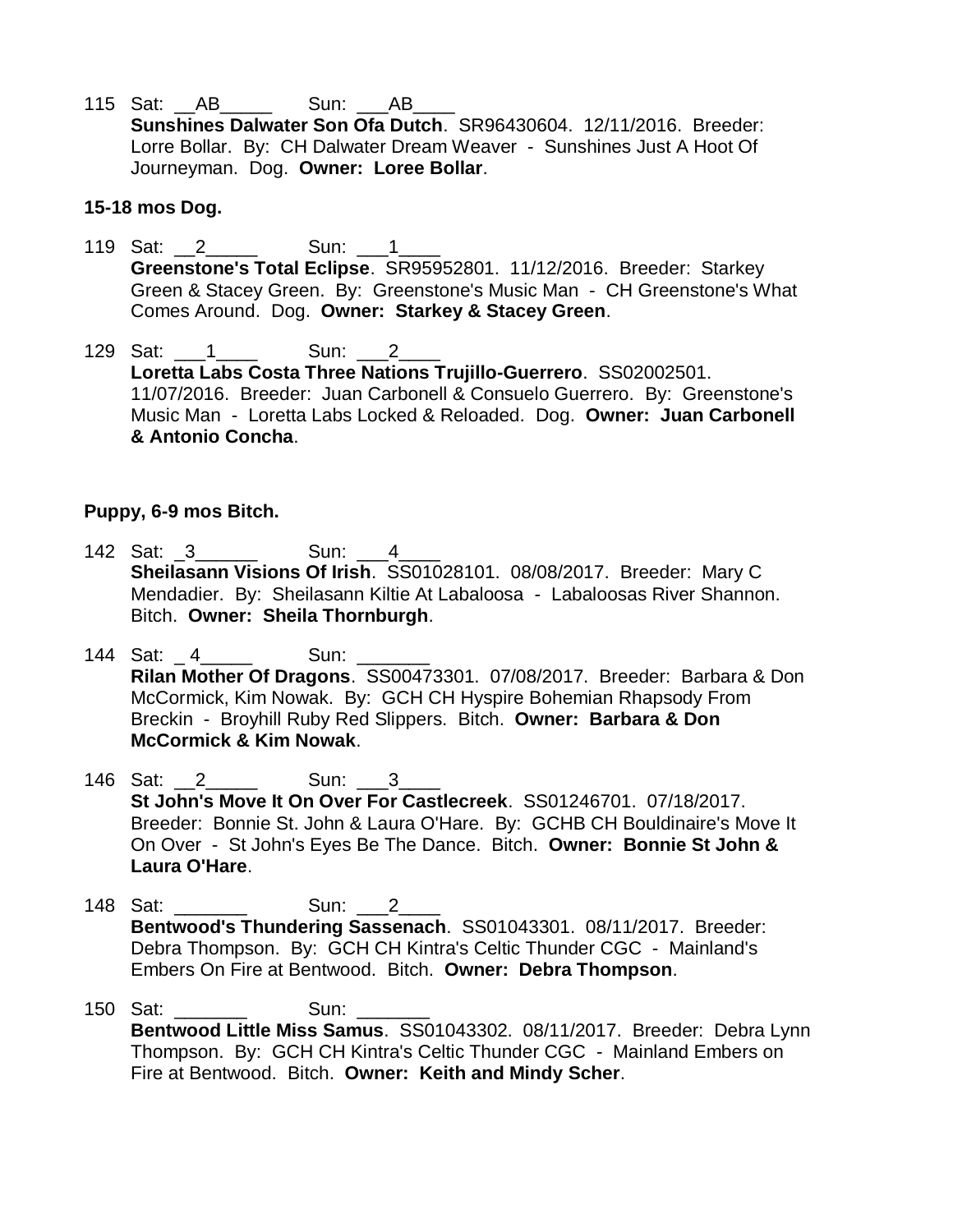115 Sat: __AB_____ Sun: ___AB____
**Sunshines Dalwater Son Ofa Dutch**. SR96430604. 12/11/2016. Breeder: Lorre Bollar. By: CH Dalwater Dream Weaver - Sunshines Just A Hoot Of Journeyman. Dog. **Owner: Loree Bollar**.

**15-18 mos Dog.**

119 Sat: __2_____ Sun: ___1____
**Greenstone's Total Eclipse**. SR95952801. 11/12/2016. Breeder: Starkey Green & Stacey Green. By: Greenstone's Music Man - CH Greenstone's What Comes Around. Dog. **Owner: Starkey & Stacey Green**.

129 Sat: ___1____ Sun: ___2____
**Loretta Labs Costa Three Nations Trujillo-Guerrero**. SS02002501. 11/07/2016. Breeder: Juan Carbonell & Consuelo Guerrero. By: Greenstone's Music Man - Loretta Labs Locked & Reloaded. Dog. **Owner: Juan Carbonell & Antonio Concha**.

**Puppy, 6-9 mos Bitch.**

142 Sat: _3______ Sun: ___4____
**Sheilasann Visions Of Irish**. SS01028101. 08/08/2017. Breeder: Mary C Mendadier. By: Sheilasann Kiltie At Labaloosa - Labaloosas River Shannon. Bitch. **Owner: Sheila Thornburgh**.

144 Sat: _ 4_____ Sun: _______
**Rilan Mother Of Dragons**. SS00473301. 07/08/2017. Breeder: Barbara & Don McCormick, Kim Nowak. By: GCH CH Hyspire Bohemian Rhapsody From Breckin - Broyhill Ruby Red Slippers. Bitch. **Owner: Barbara & Don McCormick & Kim Nowak**.

146 Sat: __2_____ Sun: ___3____
**St John's Move It On Over For Castlecreek**. SS01246701. 07/18/2017. Breeder: Bonnie St. John & Laura O'Hare. By: GCHB CH Bouldinaire's Move It On Over - St John's Eyes Be The Dance. Bitch. **Owner: Bonnie St John & Laura O'Hare**.

148 Sat: _______ Sun: ___2____
**Bentwood's Thundering Sassenach**. SS01043301. 08/11/2017. Breeder: Debra Thompson. By: GCH CH Kintra's Celtic Thunder CGC - Mainland's Embers On Fire at Bentwood. Bitch. **Owner: Debra Thompson**.

150 Sat: _______ Sun: _______
**Bentwood Little Miss Samus**. SS01043302. 08/11/2017. Breeder: Debra Lynn Thompson. By: GCH CH Kintra's Celtic Thunder CGC - Mainland Embers on Fire at Bentwood. Bitch. **Owner: Keith and Mindy Scher**.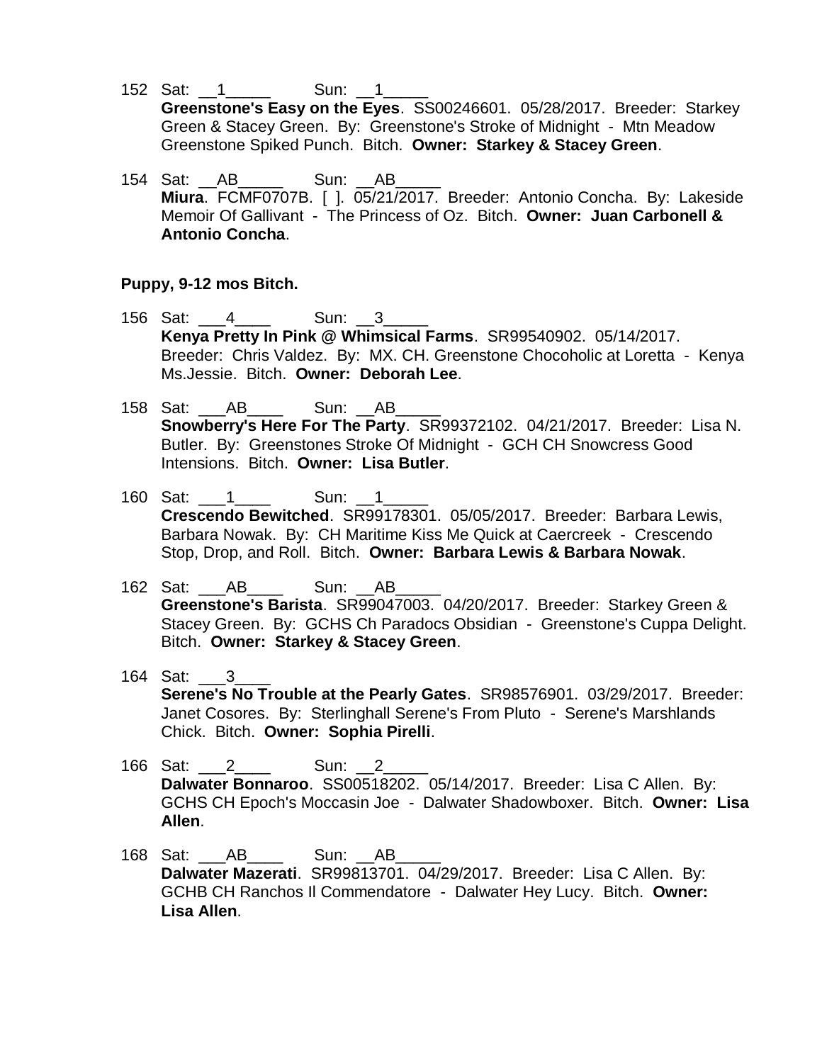152 Sat: \_\_1\_\_\_\_\_ Sun: \_\_1\_\_\_\_\_
**Greenstone's Easy on the Eyes**. SS00246601. 05/28/2017. Breeder: Starkey Green & Stacey Green. By: Greenstone's Stroke of Midnight - Mtn Meadow Greenstone Spiked Punch. Bitch. **Owner: Starkey & Stacey Green**.

154 Sat: \_\_AB\_\_\_\_\_ Sun: \_\_AB\_\_\_\_\_
**Miura**. FCMF0707B. [ ]. 05/21/2017. Breeder: Antonio Concha. By: Lakeside Memoir Of Gallivant - The Princess of Oz. Bitch. **Owner: Juan Carbonell & Antonio Concha**.

**Puppy, 9-12 mos Bitch.**

156 Sat: \_\_\_4\_\_\_\_ Sun: \_\_3\_\_\_\_\_
**Kenya Pretty In Pink @ Whimsical Farms**. SR99540902. 05/14/2017. Breeder: Chris Valdez. By: MX. CH. Greenstone Chocoholic at Loretta - Kenya Ms.Jessie. Bitch. **Owner: Deborah Lee**.

158 Sat: \_\_\_AB\_\_\_\_ Sun: \_\_AB\_\_\_\_\_
**Snowberry's Here For The Party**. SR99372102. 04/21/2017. Breeder: Lisa N. Butler. By: Greenstones Stroke Of Midnight - GCH CH Snowcress Good Intensions. Bitch. **Owner: Lisa Butler**.

160 Sat: \_\_\_1\_\_\_\_ Sun: \_\_1\_\_\_\_\_
**Crescendo Bewitched**. SR99178301. 05/05/2017. Breeder: Barbara Lewis, Barbara Nowak. By: CH Maritime Kiss Me Quick at Caercreek - Crescendo Stop, Drop, and Roll. Bitch. **Owner: Barbara Lewis & Barbara Nowak**.

162 Sat: \_\_\_AB\_\_\_\_ Sun: \_\_AB\_\_\_\_\_
**Greenstone's Barista**. SR99047003. 04/20/2017. Breeder: Starkey Green & Stacey Green. By: GCHS Ch Paradocs Obsidian - Greenstone's Cuppa Delight. Bitch. **Owner: Starkey & Stacey Green**.

164 Sat: \_\_\_3\_\_\_\_
**Serene's No Trouble at the Pearly Gates**. SR98576901. 03/29/2017. Breeder: Janet Cosores. By: Sterlinghall Serene's From Pluto - Serene's Marshlands Chick. Bitch. **Owner: Sophia Pirelli**.

166 Sat: \_\_\_2\_\_\_\_ Sun: \_\_2\_\_\_\_\_
**Dalwater Bonnaroo**. SS00518202. 05/14/2017. Breeder: Lisa C Allen. By: GCHS CH Epoch's Moccasin Joe - Dalwater Shadowboxer. Bitch. **Owner: Lisa Allen**.

168 Sat: \_\_\_AB\_\_\_\_ Sun: \_\_AB\_\_\_\_\_
**Dalwater Mazerati**. SR99813701. 04/29/2017. Breeder: Lisa C Allen. By: GCHB CH Ranchos Il Commendatore - Dalwater Hey Lucy. Bitch. **Owner: Lisa Allen**.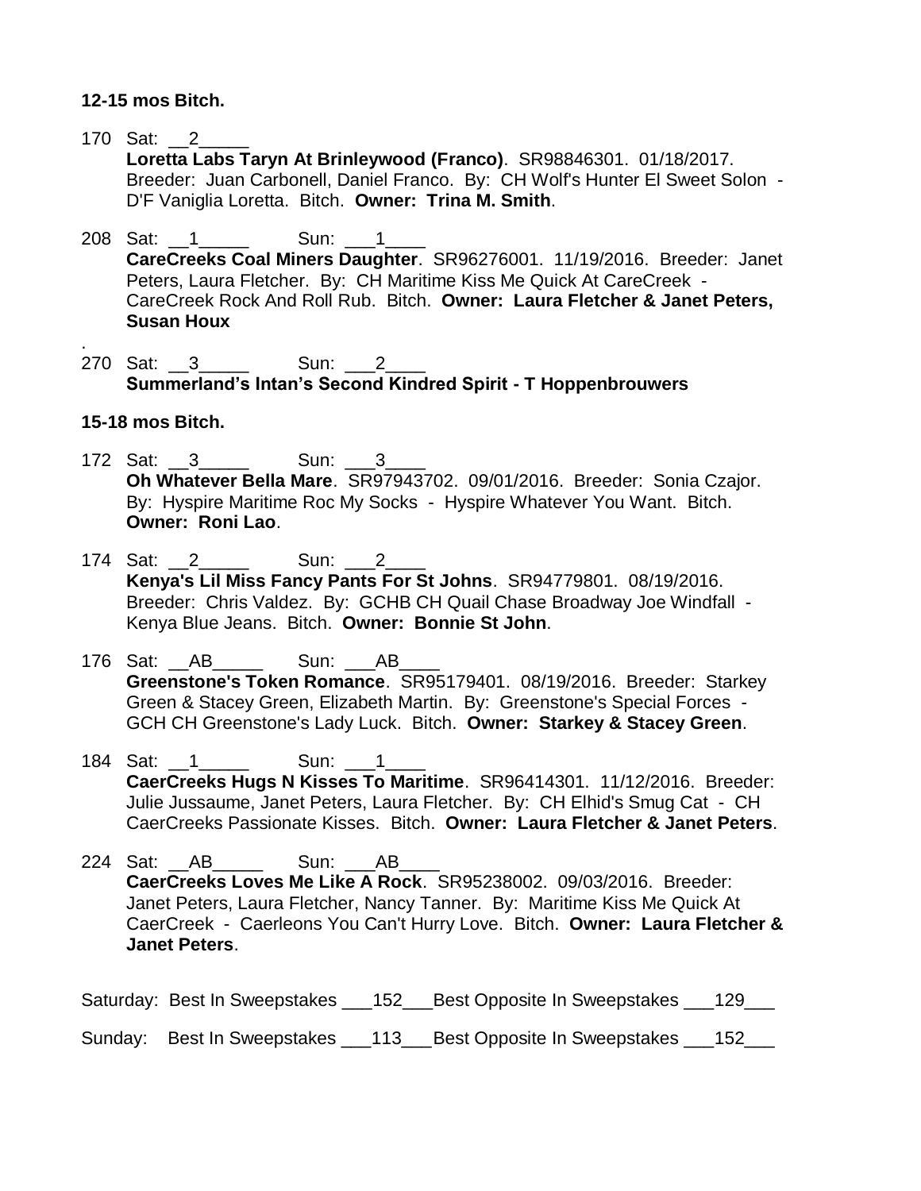**12-15 mos Bitch.**

170 Sat: __2_____
**Loretta Labs Taryn At Brinleywood (Franco)**. SR98846301. 01/18/2017. Breeder: Juan Carbonell, Daniel Franco. By: CH Wolf's Hunter El Sweet Solon - D'F Vaniglia Loretta. Bitch. **Owner: Trina M. Smith**.

208 Sat: __1_____ Sun: ___1____
**CareCreeks Coal Miners Daughter**. SR96276001. 11/19/2016. Breeder: Janet Peters, Laura Fletcher. By: CH Maritime Kiss Me Quick At CareCreek - CareCreek Rock And Roll Rub. Bitch. **Owner: Laura Fletcher & Janet Peters, Susan Houx**

.
270 Sat: __3_____ Sun: ___2____
**Summerland's Intan's Second Kindred Spirit - T Hoppenbrouwers**

**15-18 mos Bitch.**

172 Sat: __3_____ Sun: ___3____
**Oh Whatever Bella Mare**. SR97943702. 09/01/2016. Breeder: Sonia Czajor. By: Hyspire Maritime Roc My Socks - Hyspire Whatever You Want. Bitch. **Owner: Roni Lao**.

174 Sat: __2_____ Sun: ___2____
**Kenya's Lil Miss Fancy Pants For St Johns**. SR94779801. 08/19/2016. Breeder: Chris Valdez. By: GCHB CH Quail Chase Broadway Joe Windfall - Kenya Blue Jeans. Bitch. **Owner: Bonnie St John**.

176 Sat: __AB_____ Sun: ___AB____
**Greenstone's Token Romance**. SR95179401. 08/19/2016. Breeder: Starkey Green & Stacey Green, Elizabeth Martin. By: Greenstone's Special Forces - GCH CH Greenstone's Lady Luck. Bitch. **Owner: Starkey & Stacey Green**.

184 Sat: __1_____ Sun: ___1____
**CaerCreeks Hugs N Kisses To Maritime**. SR96414301. 11/12/2016. Breeder: Julie Jussaume, Janet Peters, Laura Fletcher. By: CH Elhid's Smug Cat - CH CaerCreeks Passionate Kisses. Bitch. **Owner: Laura Fletcher & Janet Peters**.

224 Sat: __AB_____ Sun: ___AB____
**CaerCreeks Loves Me Like A Rock**. SR95238002. 09/03/2016. Breeder: Janet Peters, Laura Fletcher, Nancy Tanner. By: Maritime Kiss Me Quick At CaerCreek - Caerleons You Can't Hurry Love. Bitch. **Owner: Laura Fletcher & Janet Peters**.

Saturday: Best In Sweepstakes ___152___Best Opposite In Sweepstakes ___129___

Sunday: Best In Sweepstakes ___113___Best Opposite In Sweepstakes ___152___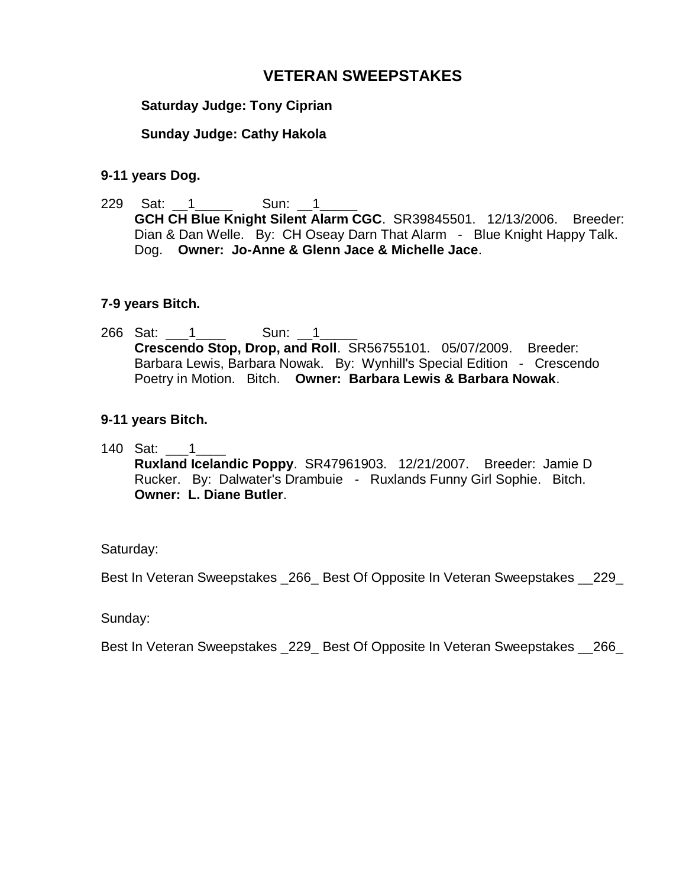## VETERAN SWEEPSTAKES

**Saturday Judge: Tony Ciprian**

**Sunday Judge: Cathy Hakola**

**9-11 years Dog.**

229 Sat: __1_____ Sun: __1_____
**GCH CH Blue Knight Silent Alarm CGC**. SR39845501. 12/13/2006. Breeder: Dian & Dan Welle. By: CH Oseay Darn That Alarm - Blue Knight Happy Talk. Dog. **Owner: Jo-Anne & Glenn Jace & Michelle Jace**.

**7-9 years Bitch.**

266 Sat: ___1____ Sun: __1_____
**Crescendo Stop, Drop, and Roll**. SR56755101. 05/07/2009. Breeder: Barbara Lewis, Barbara Nowak. By: Wynhill's Special Edition - Crescendo Poetry in Motion. Bitch. **Owner: Barbara Lewis & Barbara Nowak**.

**9-11 years Bitch.**

140 Sat: ___1____
**Ruxland Icelandic Poppy**. SR47961903. 12/21/2007. Breeder: Jamie D Rucker. By: Dalwater's Drambuie - Ruxlands Funny Girl Sophie. Bitch. **Owner: L. Diane Butler**.

Saturday:

Best In Veteran Sweepstakes _266_ Best Of Opposite In Veteran Sweepstakes __229_

Sunday:

Best In Veteran Sweepstakes _229_ Best Of Opposite In Veteran Sweepstakes __266_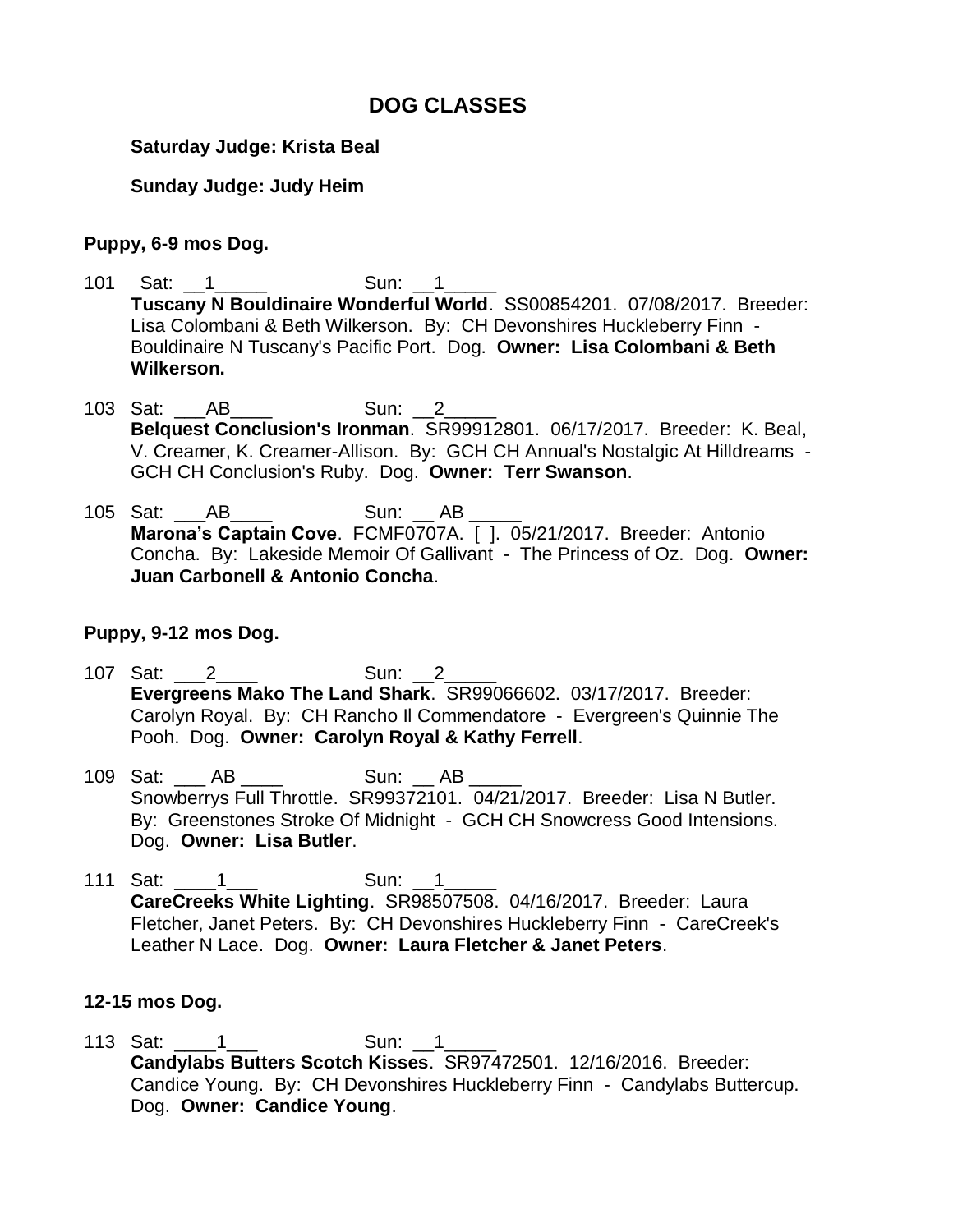# DOG CLASSES

**Saturday Judge: Krista Beal**

**Sunday Judge: Judy Heim**

### Puppy, 6-9 mos Dog.

101 Sat: __1_____ Sun: __1_____
**Tuscany N Bouldinaire Wonderful World**. SS00854201. 07/08/2017. Breeder: Lisa Colombani & Beth Wilkerson. By: CH Devonshires Huckleberry Finn - Bouldinaire N Tuscany's Pacific Port. Dog. **Owner: Lisa Colombani & Beth Wilkerson.**

103 Sat: ___AB____ Sun: __2_____
**Belquest Conclusion's Ironman**. SR99912801. 06/17/2017. Breeder: K. Beal, V. Creamer, K. Creamer-Allison. By: GCH CH Annual's Nostalgic At Hilldreams - GCH CH Conclusion's Ruby. Dog. **Owner: Terr Swanson**.

105 Sat: ___AB____ Sun: __ AB _____
**Marona's Captain Cove**. FCMF0707A. [ ]. 05/21/2017. Breeder: Antonio Concha. By: Lakeside Memoir Of Gallivant - The Princess of Oz. Dog. **Owner: Juan Carbonell & Antonio Concha**.

### Puppy, 9-12 mos Dog.

107 Sat: ___2____ Sun: __2_____
**Evergreens Mako The Land Shark**. SR99066602. 03/17/2017. Breeder: Carolyn Royal. By: CH Rancho Il Commendatore - Evergreen's Quinnie The Pooh. Dog. **Owner: Carolyn Royal & Kathy Ferrell**.

109 Sat: ___ AB ____ Sun: __ AB _____
Snowberrys Full Throttle. SR99372101. 04/21/2017. Breeder: Lisa N Butler. By: Greenstones Stroke Of Midnight - GCH CH Snowcress Good Intensions. Dog. **Owner: Lisa Butler**.

111 Sat: ____1___ Sun: __1_____
**CareCreeks White Lighting**. SR98507508. 04/16/2017. Breeder: Laura Fletcher, Janet Peters. By: CH Devonshires Huckleberry Finn - CareCreek's Leather N Lace. Dog. **Owner: Laura Fletcher & Janet Peters**.

### 12-15 mos Dog.

113 Sat: ____1___ Sun: __1_____
**Candylabs Butters Scotch Kisses**. SR97472501. 12/16/2016. Breeder: Candice Young. By: CH Devonshires Huckleberry Finn - Candylabs Buttercup. Dog. **Owner: Candice Young**.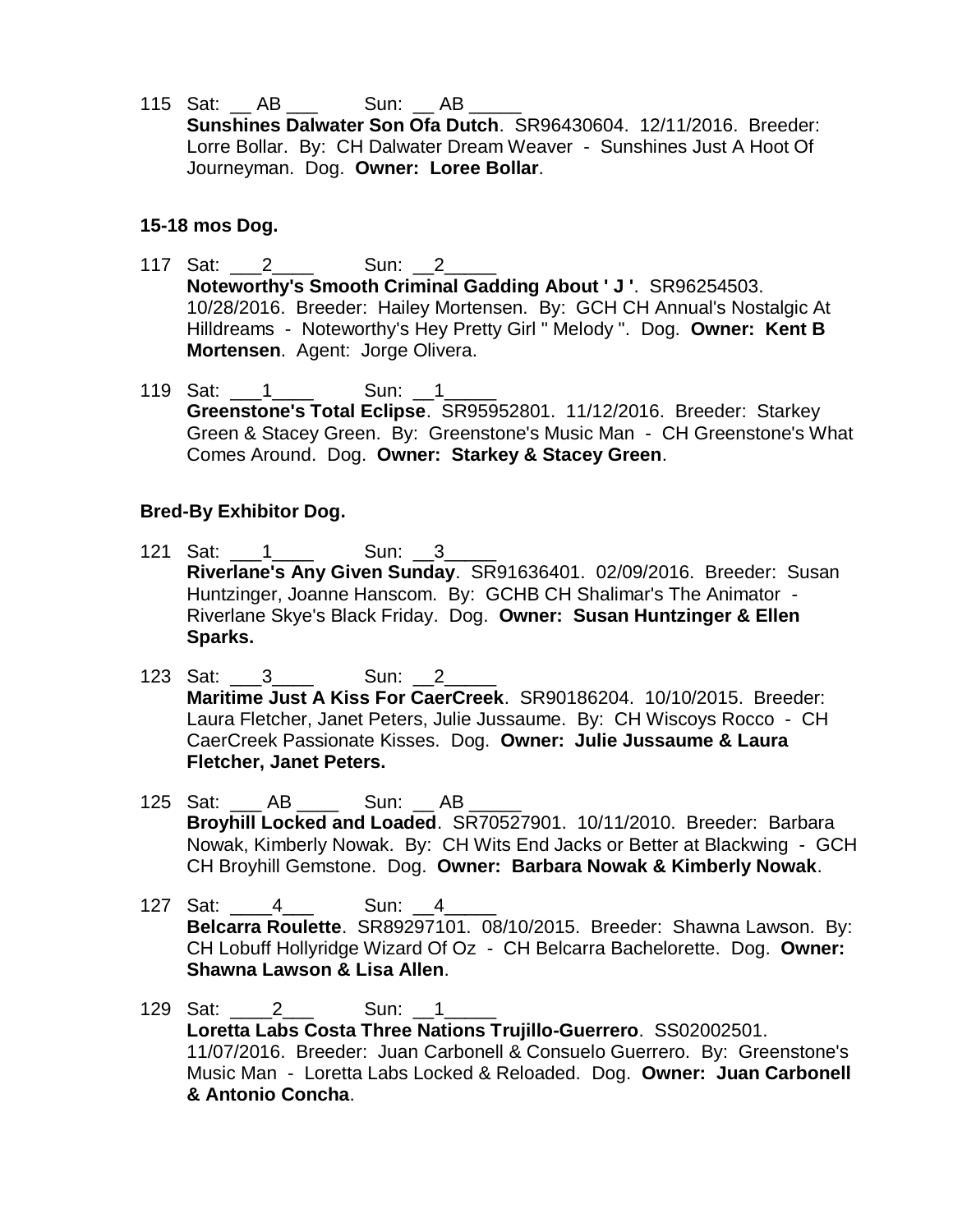115 Sat: __ AB ___ Sun: __ AB _____
**Sunshines Dalwater Son Ofa Dutch**. SR96430604. 12/11/2016. Breeder: Lorre Bollar. By: CH Dalwater Dream Weaver - Sunshines Just A Hoot Of Journeyman. Dog. **Owner: Loree Bollar**.

### 15-18 mos Dog.

117 Sat: ___2____ Sun: __2_____
**Noteworthy's Smooth Criminal Gadding About ' J '**. SR96254503. 10/28/2016. Breeder: Hailey Mortensen. By: GCH CH Annual's Nostalgic At Hilldreams - Noteworthy's Hey Pretty Girl " Melody ". Dog. **Owner: Kent B Mortensen**. Agent: Jorge Olivera.

119 Sat: ___1____ Sun: __1_____
**Greenstone's Total Eclipse**. SR95952801. 11/12/2016. Breeder: Starkey Green & Stacey Green. By: Greenstone's Music Man - CH Greenstone's What Comes Around. Dog. **Owner: Starkey & Stacey Green**.

### Bred-By Exhibitor Dog.

121 Sat: ___1____ Sun: __3_____
**Riverlane's Any Given Sunday**. SR91636401. 02/09/2016. Breeder: Susan Huntzinger, Joanne Hanscom. By: GCHB CH Shalimar's The Animator - Riverlane Skye's Black Friday. Dog. **Owner: Susan Huntzinger & Ellen Sparks.**

123 Sat: ___3____ Sun: __2_____
**Maritime Just A Kiss For CaerCreek**. SR90186204. 10/10/2015. Breeder: Laura Fletcher, Janet Peters, Julie Jussaume. By: CH Wiscoys Rocco - CH CaerCreek Passionate Kisses. Dog. **Owner: Julie Jussaume & Laura Fletcher, Janet Peters.**

125 Sat: ___ AB ____ Sun: __ AB _____
**Broyhill Locked and Loaded**. SR70527901. 10/11/2010. Breeder: Barbara Nowak, Kimberly Nowak. By: CH Wits End Jacks or Better at Blackwing - GCH CH Broyhill Gemstone. Dog. **Owner: Barbara Nowak & Kimberly Nowak**.

127 Sat: ____4___ Sun: __4_____
**Belcarra Roulette**. SR89297101. 08/10/2015. Breeder: Shawna Lawson. By: CH Lobuff Hollyridge Wizard Of Oz - CH Belcarra Bachelorette. Dog. **Owner: Shawna Lawson & Lisa Allen**.

129 Sat: ____2___ Sun: __1_____
**Loretta Labs Costa Three Nations Trujillo-Guerrero**. SS02002501. 11/07/2016. Breeder: Juan Carbonell & Consuelo Guerrero. By: Greenstone's Music Man - Loretta Labs Locked & Reloaded. Dog. **Owner: Juan Carbonell & Antonio Concha**.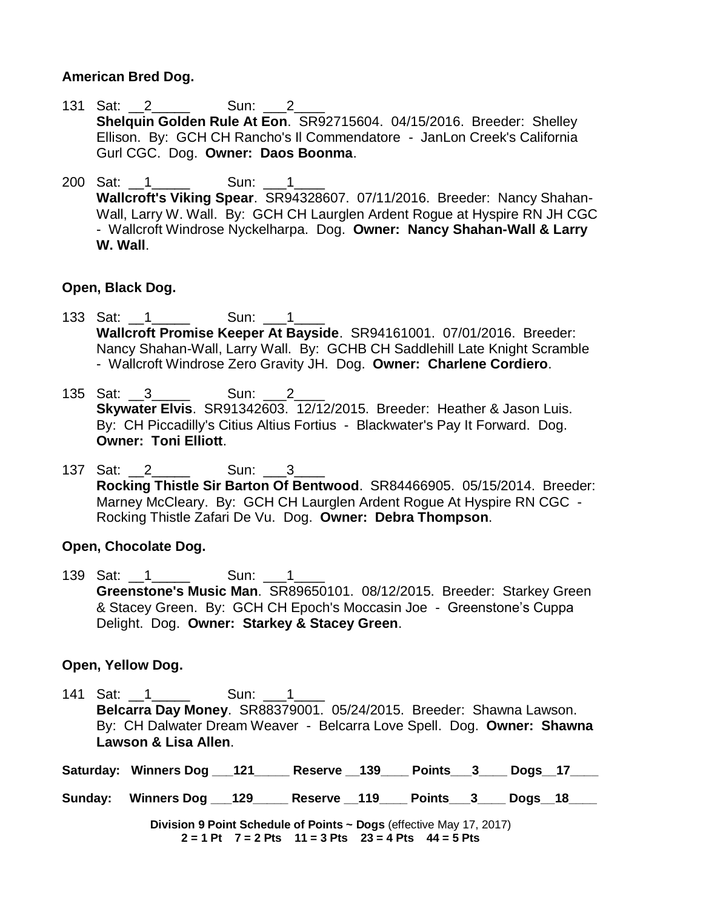**American Bred Dog.**

131 Sat: __2_____ Sun: ___2____
**Shelquin Golden Rule At Eon**. SR92715604. 04/15/2016. Breeder: Shelley Ellison. By: GCH CH Rancho's Il Commendatore - JanLon Creek's California Gurl CGC. Dog. **Owner: Daos Boonma**.

200 Sat: __1_____ Sun: ___1____
**Wallcroft's Viking Spear**. SR94328607. 07/11/2016. Breeder: Nancy Shahan-Wall, Larry W. Wall. By: GCH CH Laurglen Ardent Rogue at Hyspire RN JH CGC - Wallcroft Windrose Nyckelharpa. Dog. **Owner: Nancy Shahan-Wall & Larry W. Wall**.

**Open, Black Dog.**

133 Sat: __1_____ Sun: ___1____
**Wallcroft Promise Keeper At Bayside**. SR94161001. 07/01/2016. Breeder: Nancy Shahan-Wall, Larry Wall. By: GCHB CH Saddlehill Late Knight Scramble - Wallcroft Windrose Zero Gravity JH. Dog. **Owner: Charlene Cordiero**.

135 Sat: __3_____ Sun: ___2____
**Skywater Elvis**. SR91342603. 12/12/2015. Breeder: Heather & Jason Luis. By: CH Piccadilly's Citius Altius Fortius - Blackwater's Pay It Forward. Dog. **Owner: Toni Elliott**.

137 Sat: __2_____ Sun: ___3____
**Rocking Thistle Sir Barton Of Bentwood**. SR84466905. 05/15/2014. Breeder: Marney McCleary. By: GCH CH Laurglen Ardent Rogue At Hyspire RN CGC - Rocking Thistle Zafari De Vu. Dog. **Owner: Debra Thompson**.

**Open, Chocolate Dog.**

139 Sat: __1_____ Sun: ___1____
**Greenstone's Music Man**. SR89650101. 08/12/2015. Breeder: Starkey Green & Stacey Green. By: GCH CH Epoch's Moccasin Joe - Greenstone's Cuppa Delight. Dog. **Owner: Starkey & Stacey Green**.

**Open, Yellow Dog.**

141 Sat: __1_____ Sun: ___1____
**Belcarra Day Money**. SR88379001. 05/24/2015. Breeder: Shawna Lawson. By: CH Dalwater Dream Weaver - Belcarra Love Spell. Dog. **Owner: Shawna Lawson & Lisa Allen**.

**Saturday: Winners Dog ___121_____ Reserve __139____ Points___3____ Dogs__17____**

**Sunday: Winners Dog ___129_____ Reserve __119____ Points___3____ Dogs__18____**

**Division 9 Point Schedule of Points ~ Dogs** (effective May 17, 2017)
**2 = 1 Pt 7 = 2 Pts 11 = 3 Pts 23 = 4 Pts 44 = 5 Pts**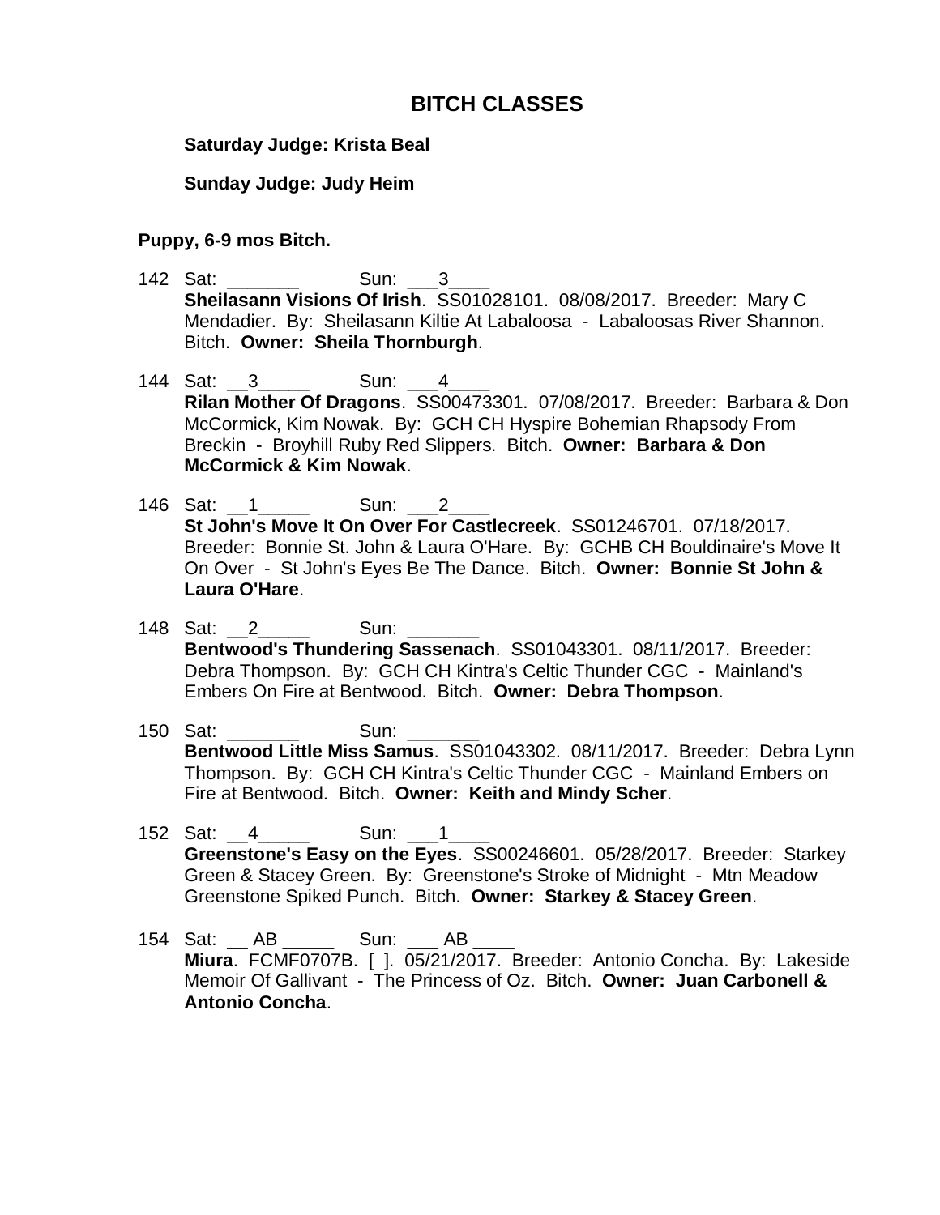# BITCH CLASSES

**Saturday Judge: Krista Beal**

**Sunday Judge: Judy Heim**

**Puppy, 6-9 mos Bitch.**

142 Sat: _______ Sun: ___3____
**Sheilasann Visions Of Irish**. SS01028101. 08/08/2017. Breeder: Mary C Mendadier. By: Sheilasann Kiltie At Labaloosa - Labaloosas River Shannon. Bitch. **Owner: Sheila Thornburgh**.

144 Sat: __3_____ Sun: ___4____
**Rilan Mother Of Dragons**. SS00473301. 07/08/2017. Breeder: Barbara & Don McCormick, Kim Nowak. By: GCH CH Hyspire Bohemian Rhapsody From Breckin - Broyhill Ruby Red Slippers. Bitch. **Owner: Barbara & Don McCormick & Kim Nowak**.

146 Sat: __1_____ Sun: ___2____
**St John's Move It On Over For Castlecreek**. SS01246701. 07/18/2017. Breeder: Bonnie St. John & Laura O'Hare. By: GCHB CH Bouldinaire's Move It On Over - St John's Eyes Be The Dance. Bitch. **Owner: Bonnie St John & Laura O'Hare**.

148 Sat: __2_____ Sun: _______
**Bentwood's Thundering Sassenach**. SS01043301. 08/11/2017. Breeder: Debra Thompson. By: GCH CH Kintra's Celtic Thunder CGC - Mainland's Embers On Fire at Bentwood. Bitch. **Owner: Debra Thompson**.

150 Sat: _______ Sun: _______
**Bentwood Little Miss Samus**. SS01043302. 08/11/2017. Breeder: Debra Lynn Thompson. By: GCH CH Kintra's Celtic Thunder CGC - Mainland Embers on Fire at Bentwood. Bitch. **Owner: Keith and Mindy Scher**.

152 Sat: __4_____ Sun: ___1____
**Greenstone's Easy on the Eyes**. SS00246601. 05/28/2017. Breeder: Starkey Green & Stacey Green. By: Greenstone's Stroke of Midnight - Mtn Meadow Greenstone Spiked Punch. Bitch. **Owner: Starkey & Stacey Green**.

154 Sat: __ AB _____ Sun: ___ AB ____
**Miura**. FCMF0707B. [ ]. 05/21/2017. Breeder: Antonio Concha. By: Lakeside Memoir Of Gallivant - The Princess of Oz. Bitch. **Owner: Juan Carbonell & Antonio Concha**.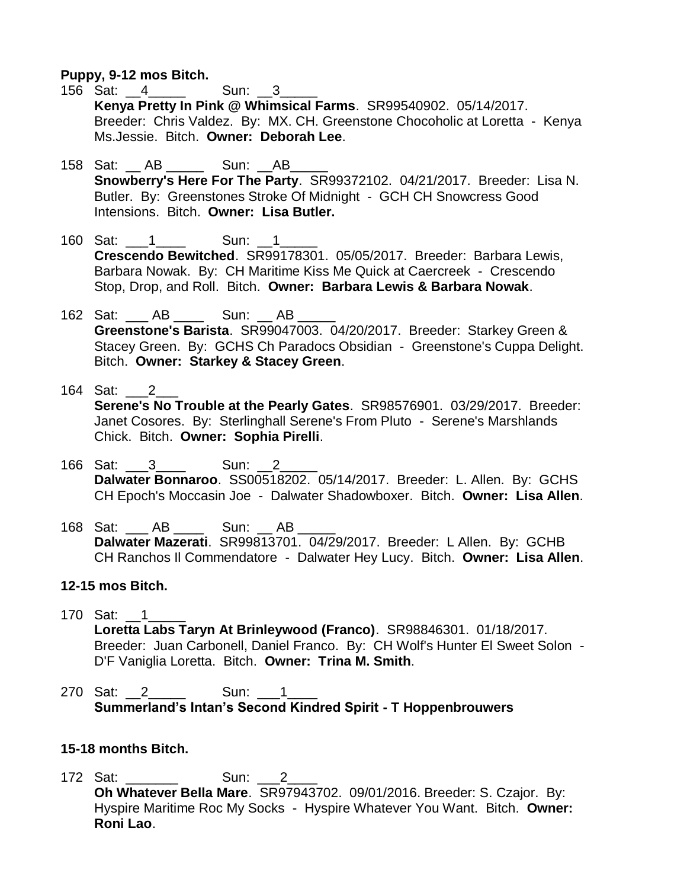**Puppy, 9-12 mos Bitch.**

156 Sat: __4_____ Sun: __3_____
**Kenya Pretty In Pink @ Whimsical Farms**. SR99540902. 05/14/2017. Breeder: Chris Valdez. By: MX. CH. Greenstone Chocoholic at Loretta - Kenya Ms.Jessie. Bitch. **Owner: Deborah Lee**.

158 Sat: __ AB _____ Sun: __AB_____
**Snowberry's Here For The Party**. SR99372102. 04/21/2017. Breeder: Lisa N. Butler. By: Greenstones Stroke Of Midnight - GCH CH Snowcress Good Intensions. Bitch. **Owner: Lisa Butler.**

160 Sat: ___1____ Sun: __1_____
**Crescendo Bewitched**. SR99178301. 05/05/2017. Breeder: Barbara Lewis, Barbara Nowak. By: CH Maritime Kiss Me Quick at Caercreek - Crescendo Stop, Drop, and Roll. Bitch. **Owner: Barbara Lewis & Barbara Nowak**.

162 Sat: ___ AB ____ Sun: __ AB _____
**Greenstone's Barista**. SR99047003. 04/20/2017. Breeder: Starkey Green & Stacey Green. By: GCHS Ch Paradocs Obsidian - Greenstone's Cuppa Delight. Bitch. **Owner: Starkey & Stacey Green**.

164 Sat: ___2___
**Serene's No Trouble at the Pearly Gates**. SR98576901. 03/29/2017. Breeder: Janet Cosores. By: Sterlinghall Serene's From Pluto - Serene's Marshlands Chick. Bitch. **Owner: Sophia Pirelli**.

166 Sat: ___3____ Sun: __2_____
**Dalwater Bonnaroo**. SS00518202. 05/14/2017. Breeder: L. Allen. By: GCHS CH Epoch's Moccasin Joe - Dalwater Shadowboxer. Bitch. **Owner: Lisa Allen**.

168 Sat: ___ AB ____ Sun: __ AB _____
**Dalwater Mazerati**. SR99813701. 04/29/2017. Breeder: L Allen. By: GCHB CH Ranchos Il Commendatore - Dalwater Hey Lucy. Bitch. **Owner: Lisa Allen**.

**12-15 mos Bitch.**

170 Sat: __1_____
**Loretta Labs Taryn At Brinleywood (Franco)**. SR98846301. 01/18/2017. Breeder: Juan Carbonell, Daniel Franco. By: CH Wolf's Hunter El Sweet Solon - D'F Vaniglia Loretta. Bitch. **Owner: Trina M. Smith**.

270 Sat: __2_____ Sun: ___1____
**Summerland's Intan's Second Kindred Spirit - T Hoppenbrouwers**

**15-18 months Bitch.**

172 Sat: _______ Sun: ___2____
**Oh Whatever Bella Mare**. SR97943702. 09/01/2016. Breeder: S. Czajor. By: Hyspire Maritime Roc My Socks - Hyspire Whatever You Want. Bitch. **Owner: Roni Lao**.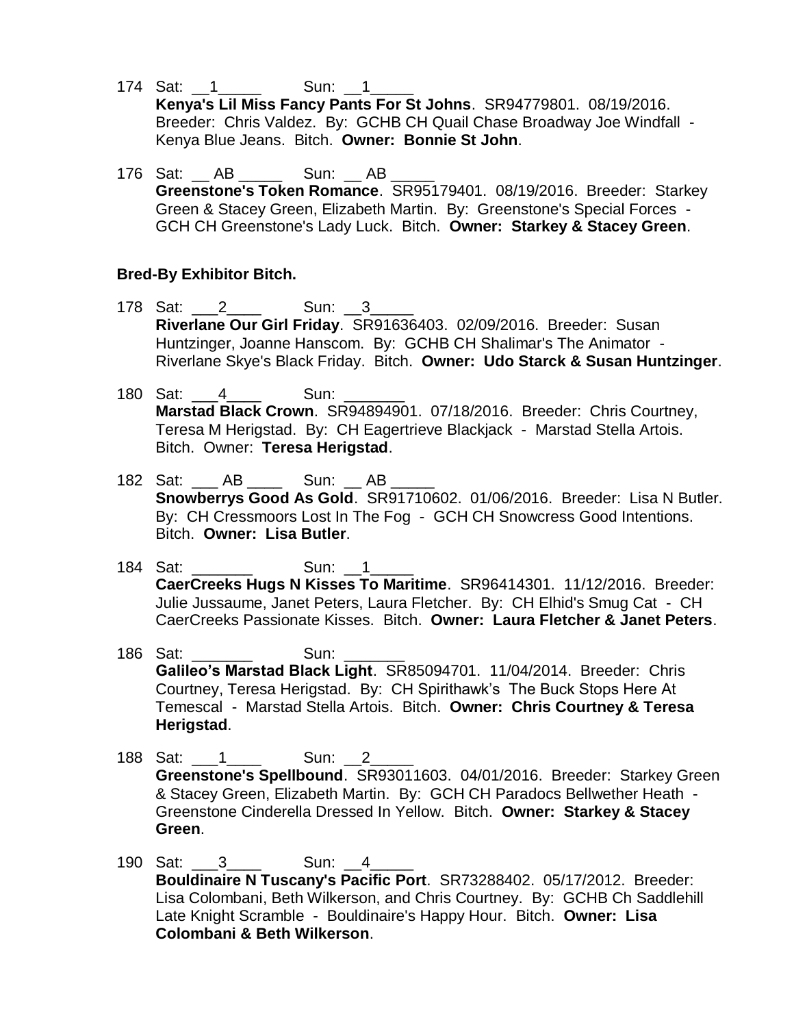174 Sat: __1_____ Sun: __1_____
**Kenya's Lil Miss Fancy Pants For St Johns**. SR94779801. 08/19/2016. Breeder: Chris Valdez. By: GCHB CH Quail Chase Broadway Joe Windfall - Kenya Blue Jeans. Bitch. **Owner: Bonnie St John**.

176 Sat: __ AB _____ Sun: __ AB _____
**Greenstone's Token Romance**. SR95179401. 08/19/2016. Breeder: Starkey Green & Stacey Green, Elizabeth Martin. By: Greenstone's Special Forces - GCH CH Greenstone's Lady Luck. Bitch. **Owner: Starkey & Stacey Green**.

**Bred-By Exhibitor Bitch.**

178 Sat: ___2____ Sun: __3_____
**Riverlane Our Girl Friday**. SR91636403. 02/09/2016. Breeder: Susan Huntzinger, Joanne Hanscom. By: GCHB CH Shalimar's The Animator - Riverlane Skye's Black Friday. Bitch. **Owner: Udo Starck & Susan Huntzinger**.

180 Sat: ___4____ Sun: _______
**Marstad Black Crown**. SR94894901. 07/18/2016. Breeder: Chris Courtney, Teresa M Herigstad. By: CH Eagertrieve Blackjack - Marstad Stella Artois. Bitch. Owner: **Teresa Herigstad**.

182 Sat: ___ AB ____ Sun: __ AB _____
**Snowberrys Good As Gold**. SR91710602. 01/06/2016. Breeder: Lisa N Butler. By: CH Cressmoors Lost In The Fog - GCH CH Snowcress Good Intentions. Bitch. **Owner: Lisa Butler**.

184 Sat: _______ Sun: __1_____
**CaerCreeks Hugs N Kisses To Maritime**. SR96414301. 11/12/2016. Breeder: Julie Jussaume, Janet Peters, Laura Fletcher. By: CH Elhid's Smug Cat - CH CaerCreeks Passionate Kisses. Bitch. **Owner: Laura Fletcher & Janet Peters**.

186 Sat: _______ Sun: _______
**Galileo's Marstad Black Light**. SR85094701. 11/04/2014. Breeder: Chris Courtney, Teresa Herigstad. By: CH Spirithawk's The Buck Stops Here At Temescal - Marstad Stella Artois. Bitch. **Owner: Chris Courtney & Teresa Herigstad**.

188 Sat: ___1____ Sun: __2_____
**Greenstone's Spellbound**. SR93011603. 04/01/2016. Breeder: Starkey Green & Stacey Green, Elizabeth Martin. By: GCH CH Paradocs Bellwether Heath - Greenstone Cinderella Dressed In Yellow. Bitch. **Owner: Starkey & Stacey Green**.

190 Sat: ___3____ Sun: __4_____
**Bouldinaire N Tuscany's Pacific Port**. SR73288402. 05/17/2012. Breeder: Lisa Colombani, Beth Wilkerson, and Chris Courtney. By: GCHB Ch Saddlehill Late Knight Scramble - Bouldinaire's Happy Hour. Bitch. **Owner: Lisa Colombani & Beth Wilkerson**.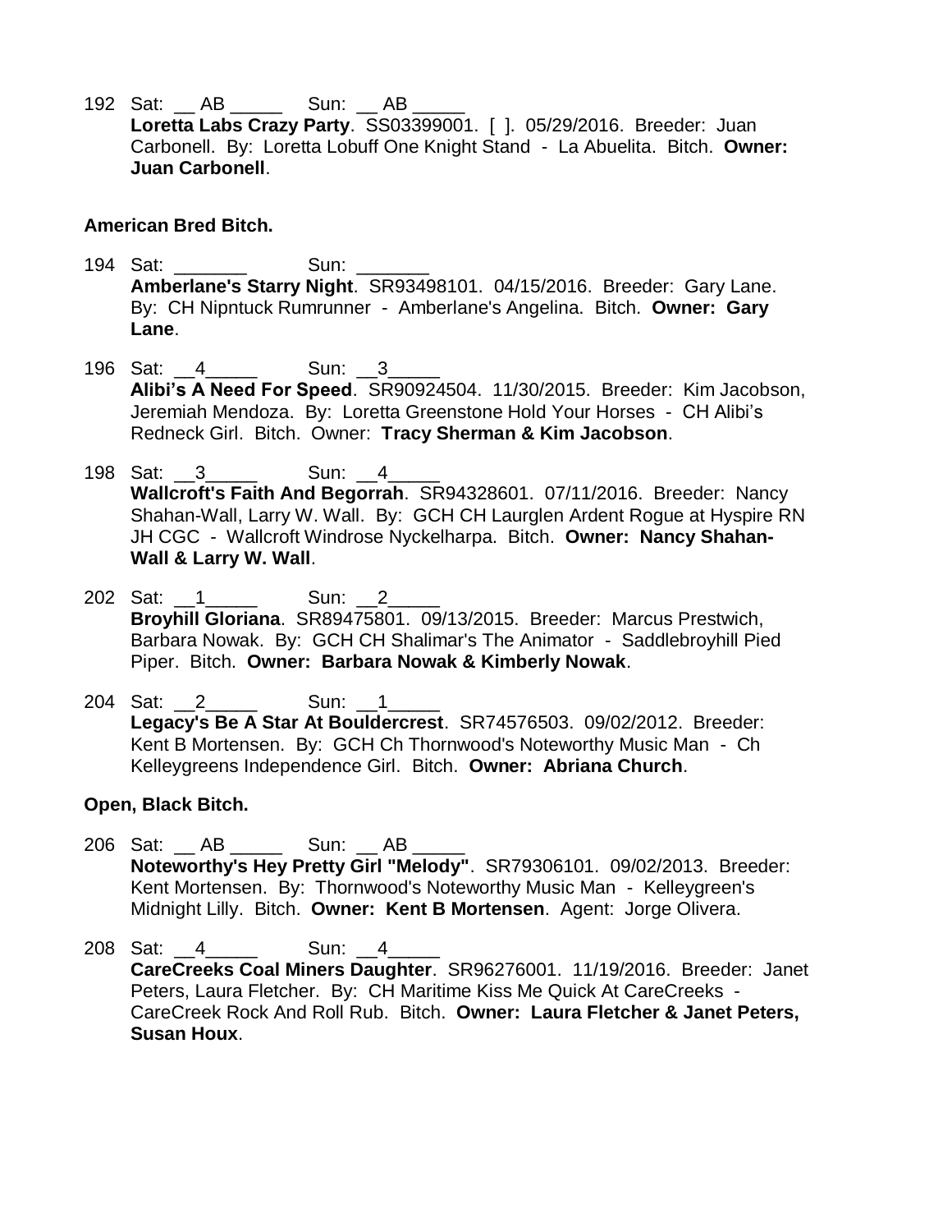192 Sat: __ AB _____ Sun: __ AB _____
**Loretta Labs Crazy Party**. SS03399001. [ ]. 05/29/2016. Breeder: Juan Carbonell. By: Loretta Lobuff One Knight Stand - La Abuelita. Bitch. **Owner: Juan Carbonell**.

**American Bred Bitch.**

194 Sat: _______ Sun: _______
**Amberlane's Starry Night**. SR93498101. 04/15/2016. Breeder: Gary Lane. By: CH Nipntuck Rumrunner - Amberlane's Angelina. Bitch. **Owner: Gary Lane**.

196 Sat: __4_____ Sun: __3_____
**Alibi's A Need For Speed**. SR90924504. 11/30/2015. Breeder: Kim Jacobson, Jeremiah Mendoza. By: Loretta Greenstone Hold Your Horses - CH Alibi's Redneck Girl. Bitch. Owner: **Tracy Sherman & Kim Jacobson**.

198 Sat: __3_____ Sun: __4_____
**Wallcroft's Faith And Begorrah**. SR94328601. 07/11/2016. Breeder: Nancy Shahan-Wall, Larry W. Wall. By: GCH CH Laurglen Ardent Rogue at Hyspire RN JH CGC - Wallcroft Windrose Nyckelharpa. Bitch. **Owner: Nancy Shahan-Wall & Larry W. Wall**.

202 Sat: __1_____ Sun: __2_____
**Broyhill Gloriana**. SR89475801. 09/13/2015. Breeder: Marcus Prestwich, Barbara Nowak. By: GCH CH Shalimar's The Animator - Saddlebroyhill Pied Piper. Bitch. **Owner: Barbara Nowak & Kimberly Nowak**.

204 Sat: __2_____ Sun: __1_____
**Legacy's Be A Star At Bouldercrest**. SR74576503. 09/02/2012. Breeder: Kent B Mortensen. By: GCH Ch Thornwood's Noteworthy Music Man - Ch Kelleygreens Independence Girl. Bitch. **Owner: Abriana Church**.

**Open, Black Bitch.**

206 Sat: __ AB _____ Sun: __ AB _____
**Noteworthy's Hey Pretty Girl "Melody"**. SR79306101. 09/02/2013. Breeder: Kent Mortensen. By: Thornwood's Noteworthy Music Man - Kelleygreen's Midnight Lilly. Bitch. **Owner: Kent B Mortensen**. Agent: Jorge Olivera.

208 Sat: __4_____ Sun: __4_____
**CareCreeks Coal Miners Daughter**. SR96276001. 11/19/2016. Breeder: Janet Peters, Laura Fletcher. By: CH Maritime Kiss Me Quick At CareCreeks - CareCreek Rock And Roll Rub. Bitch. **Owner: Laura Fletcher & Janet Peters, Susan Houx**.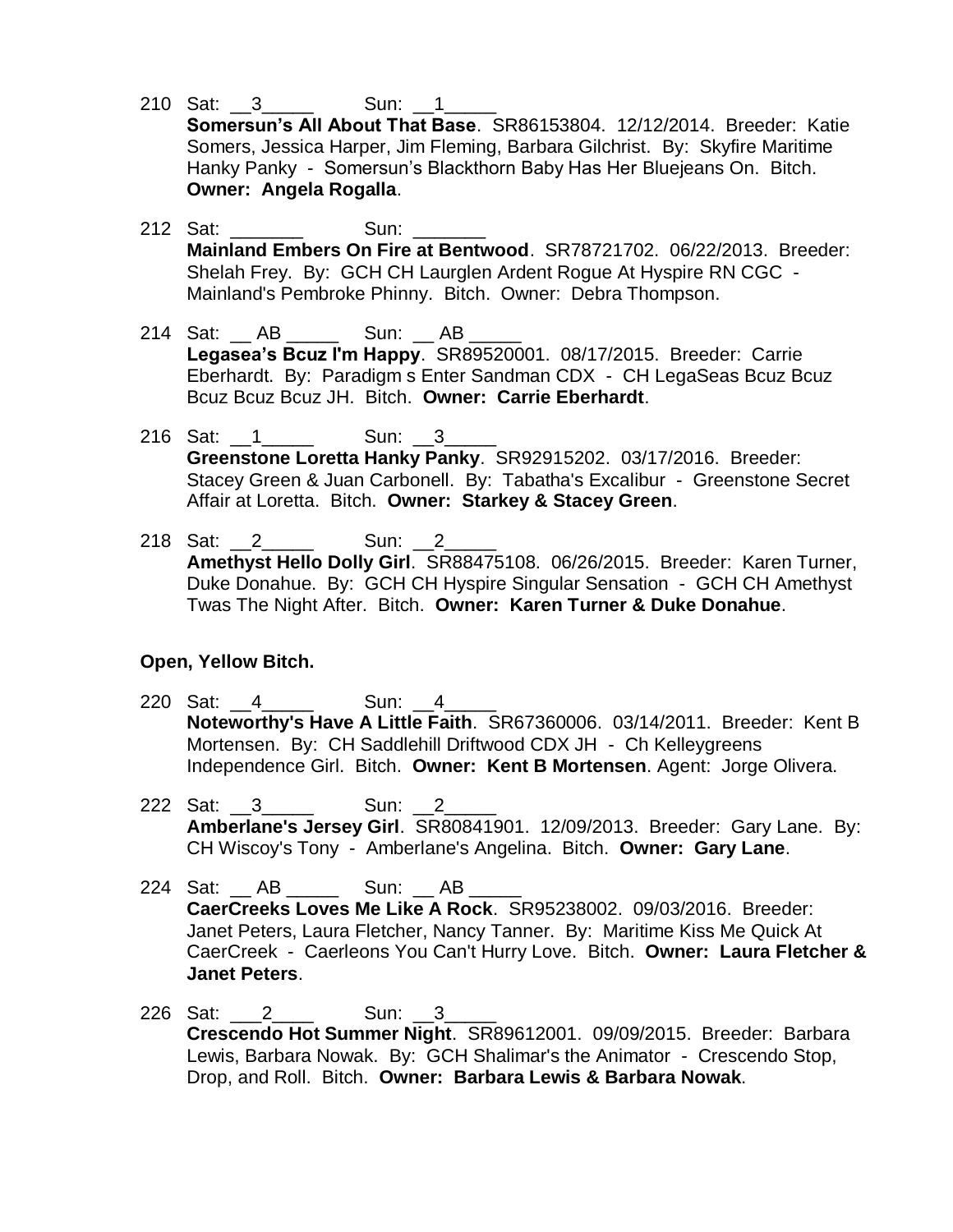210 Sat: \_\_3\_\_\_\_\_ Sun: \_\_1\_\_\_\_\_
**Somersun's All About That Base**. SR86153804. 12/12/2014. Breeder: Katie Somers, Jessica Harper, Jim Fleming, Barbara Gilchrist. By: Skyfire Maritime Hanky Panky - Somersun's Blackthorn Baby Has Her Bluejeans On. Bitch. **Owner: Angela Rogalla**.

212 Sat: \_\_\_\_\_\_\_ Sun: \_\_\_\_\_\_\_
**Mainland Embers On Fire at Bentwood**. SR78721702. 06/22/2013. Breeder: Shelah Frey. By: GCH CH Laurglen Ardent Rogue At Hyspire RN CGC - Mainland's Pembroke Phinny. Bitch. Owner: Debra Thompson.

214 Sat: \_\_ AB \_\_\_\_\_ Sun: \_\_ AB \_\_\_\_\_
**Legasea's Bcuz I'm Happy**. SR89520001. 08/17/2015. Breeder: Carrie Eberhardt. By: Paradigm s Enter Sandman CDX - CH LegaSeas Bcuz Bcuz Bcuz Bcuz Bcuz JH. Bitch. **Owner: Carrie Eberhardt**.

216 Sat: \_\_1\_\_\_\_\_ Sun: \_\_3\_\_\_\_\_
**Greenstone Loretta Hanky Panky**. SR92915202. 03/17/2016. Breeder: Stacey Green & Juan Carbonell. By: Tabatha's Excalibur - Greenstone Secret Affair at Loretta. Bitch. **Owner: Starkey & Stacey Green**.

218 Sat: \_\_2\_\_\_\_\_ Sun: \_\_2\_\_\_\_\_
**Amethyst Hello Dolly Girl**. SR88475108. 06/26/2015. Breeder: Karen Turner, Duke Donahue. By: GCH CH Hyspire Singular Sensation - GCH CH Amethyst Twas The Night After. Bitch. **Owner: Karen Turner & Duke Donahue**.

**Open, Yellow Bitch.**

220 Sat: \_\_4\_\_\_\_\_ Sun: \_\_4\_\_\_\_\_
**Noteworthy's Have A Little Faith**. SR67360006. 03/14/2011. Breeder: Kent B Mortensen. By: CH Saddlehill Driftwood CDX JH - Ch Kelleygreens Independence Girl. Bitch. **Owner: Kent B Mortensen**. Agent: Jorge Olivera.

222 Sat: \_\_3\_\_\_\_\_ Sun: \_\_2\_\_\_\_\_
**Amberlane's Jersey Girl**. SR80841901. 12/09/2013. Breeder: Gary Lane. By: CH Wiscoy's Tony - Amberlane's Angelina. Bitch. **Owner: Gary Lane**.

224 Sat: \_\_ AB \_\_\_\_\_ Sun: \_\_ AB \_\_\_\_\_
**CaerCreeks Loves Me Like A Rock**. SR95238002. 09/03/2016. Breeder: Janet Peters, Laura Fletcher, Nancy Tanner. By: Maritime Kiss Me Quick At CaerCreek - Caerleons You Can't Hurry Love. Bitch. **Owner: Laura Fletcher & Janet Peters**.

226 Sat: \_\_\_2\_\_\_\_ Sun: \_\_3\_\_\_\_\_
**Crescendo Hot Summer Night**. SR89612001. 09/09/2015. Breeder: Barbara Lewis, Barbara Nowak. By: GCH Shalimar's the Animator - Crescendo Stop, Drop, and Roll. Bitch. **Owner: Barbara Lewis & Barbara Nowak**.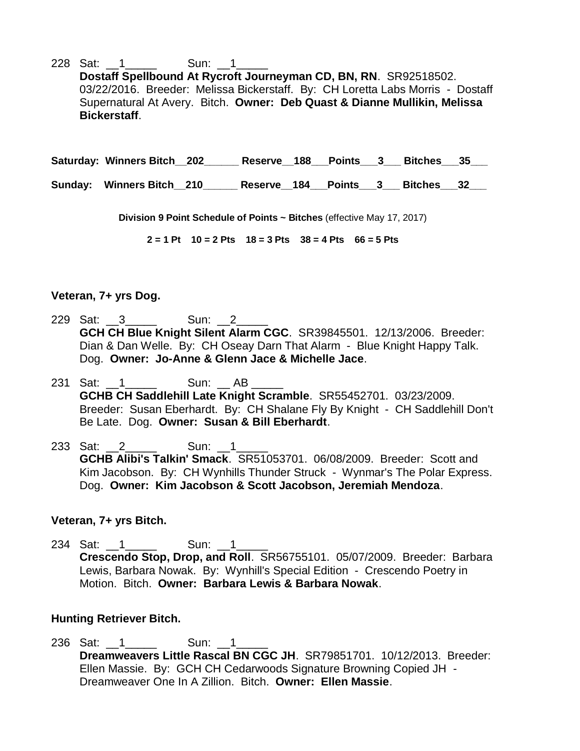228 Sat: __1_____ Sun: __1_____
**Dostaff Spellbound At Rycroft Journeyman CD, BN, RN**. SR92518502. 03/22/2016. Breeder: Melissa Bickerstaff. By: CH Loretta Labs Morris - Dostaff Supernatural At Avery. Bitch. **Owner: Deb Quast & Dianne Mullikin, Melissa Bickerstaff**.

**Saturday: Winners Bitch__202______ Reserve__188___Points___3___ Bitches___35___**

**Sunday: Winners Bitch__210______ Reserve__184___Points___3___ Bitches___32___**

**Division 9 Point Schedule of Points ~ Bitches** (effective May 17, 2017)

**2 = 1 Pt 10 = 2 Pts 18 = 3 Pts 38 = 4 Pts 66 = 5 Pts**

### Veteran, 7+ yrs Dog.

229 Sat: __3_____ Sun: __2_____
**GCH CH Blue Knight Silent Alarm CGC**. SR39845501. 12/13/2006. Breeder: Dian & Dan Welle. By: CH Oseay Darn That Alarm - Blue Knight Happy Talk. Dog. **Owner: Jo-Anne & Glenn Jace & Michelle Jace**.

231 Sat: __1_____ Sun: __ AB _____
**GCHB CH Saddlehill Late Knight Scramble**. SR55452701. 03/23/2009. Breeder: Susan Eberhardt. By: CH Shalane Fly By Knight - CH Saddlehill Don't Be Late. Dog. **Owner: Susan & Bill Eberhardt**.

233 Sat: __2_____ Sun: __1_____
**GCHB Alibi's Talkin' Smack**. SR51053701. 06/08/2009. Breeder: Scott and Kim Jacobson. By: CH Wynhills Thunder Struck - Wynmar's The Polar Express. Dog. **Owner: Kim Jacobson & Scott Jacobson, Jeremiah Mendoza**.

### Veteran, 7+ yrs Bitch.

234 Sat: __1_____ Sun: __1_____
**Crescendo Stop, Drop, and Roll**. SR56755101. 05/07/2009. Breeder: Barbara Lewis, Barbara Nowak. By: Wynhill's Special Edition - Crescendo Poetry in Motion. Bitch. **Owner: Barbara Lewis & Barbara Nowak**.

### Hunting Retriever Bitch.

236 Sat: __1_____ Sun: __1_____
**Dreamweavers Little Rascal BN CGC JH**. SR79851701. 10/12/2013. Breeder: Ellen Massie. By: GCH CH Cedarwoods Signature Browning Copied JH - Dreamweaver One In A Zillion. Bitch. **Owner: Ellen Massie**.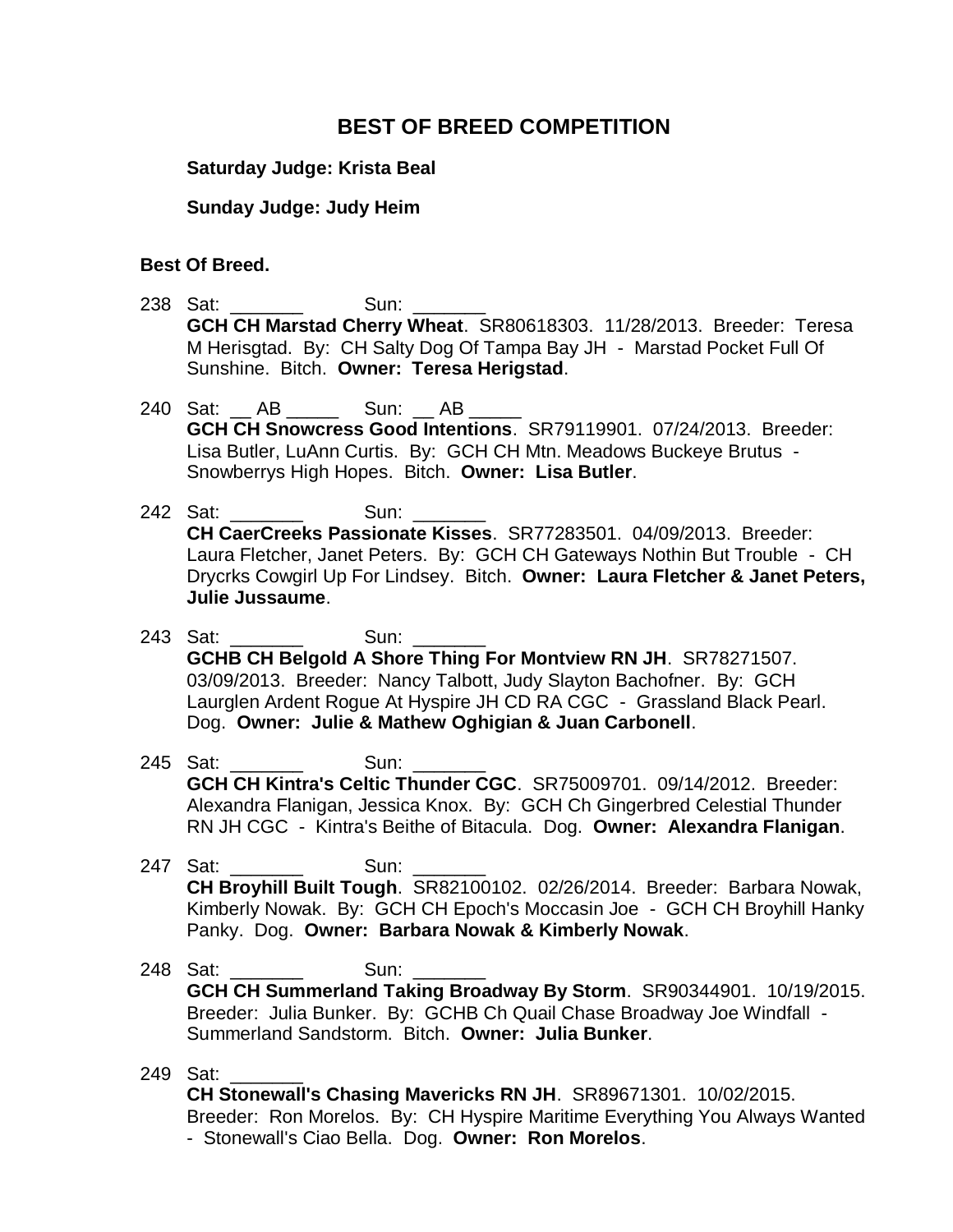## BEST OF BREED COMPETITION

**Saturday Judge: Krista Beal**

**Sunday Judge: Judy Heim**

**Best Of Breed.**

238 Sat: _______ Sun: _______
**GCH CH Marstad Cherry Wheat**. SR80618303. 11/28/2013. Breeder: Teresa M Herisgtad. By: CH Salty Dog Of Tampa Bay JH - Marstad Pocket Full Of Sunshine. Bitch. **Owner: Teresa Herigstad**.

240 Sat: __ AB _____ Sun: __ AB _____
**GCH CH Snowcress Good Intentions**. SR79119901. 07/24/2013. Breeder: Lisa Butler, LuAnn Curtis. By: GCH CH Mtn. Meadows Buckeye Brutus - Snowberrys High Hopes. Bitch. **Owner: Lisa Butler**.

242 Sat: _______ Sun: _______
**CH CaerCreeks Passionate Kisses**. SR77283501. 04/09/2013. Breeder: Laura Fletcher, Janet Peters. By: GCH CH Gateways Nothin But Trouble - CH Drycrks Cowgirl Up For Lindsey. Bitch. **Owner: Laura Fletcher & Janet Peters, Julie Jussaume**.

243 Sat: _______ Sun: _______
**GCHB CH Belgold A Shore Thing For Montview RN JH**. SR78271507. 03/09/2013. Breeder: Nancy Talbott, Judy Slayton Bachofner. By: GCH Laurglen Ardent Rogue At Hyspire JH CD RA CGC - Grassland Black Pearl. Dog. **Owner: Julie & Mathew Oghigian & Juan Carbonell**.

245 Sat: _______ Sun: _______
**GCH CH Kintra's Celtic Thunder CGC**. SR75009701. 09/14/2012. Breeder: Alexandra Flanigan, Jessica Knox. By: GCH Ch Gingerbred Celestial Thunder RN JH CGC - Kintra's Beithe of Bitacula. Dog. **Owner: Alexandra Flanigan**.

247 Sat: _______ Sun: _______
**CH Broyhill Built Tough**. SR82100102. 02/26/2014. Breeder: Barbara Nowak, Kimberly Nowak. By: GCH CH Epoch's Moccasin Joe - GCH CH Broyhill Hanky Panky. Dog. **Owner: Barbara Nowak & Kimberly Nowak**.

248 Sat: _______ Sun: _______
**GCH CH Summerland Taking Broadway By Storm**. SR90344901. 10/19/2015. Breeder: Julia Bunker. By: GCHB Ch Quail Chase Broadway Joe Windfall - Summerland Sandstorm. Bitch. **Owner: Julia Bunker**.

249 Sat: _______
**CH Stonewall's Chasing Mavericks RN JH**. SR89671301. 10/02/2015. Breeder: Ron Morelos. By: CH Hyspire Maritime Everything You Always Wanted - Stonewall's Ciao Bella. Dog. **Owner: Ron Morelos**.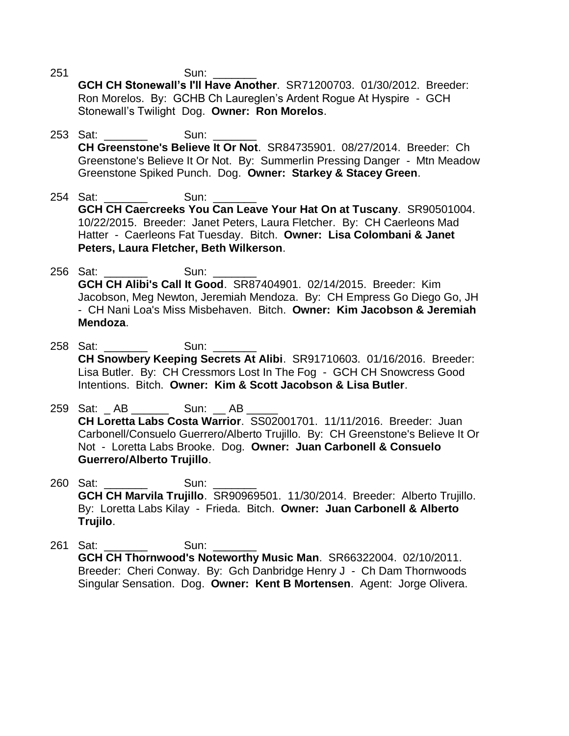251 Sun: _______
**GCH CH Stonewall's I'll Have Another**. SR71200703. 01/30/2012. Breeder: Ron Morelos. By: GCHB Ch Laureglen's Ardent Rogue At Hyspire - GCH Stonewall's Twilight Dog. **Owner: Ron Morelos**.

253 Sat: _______ Sun: _______
**CH Greenstone's Believe It Or Not**. SR84735901. 08/27/2014. Breeder: Ch Greenstone's Believe It Or Not. By: Summerlin Pressing Danger - Mtn Meadow Greenstone Spiked Punch. Dog. **Owner: Starkey & Stacey Green**.

254 Sat: _______ Sun: _______
**GCH CH Caercreeks You Can Leave Your Hat On at Tuscany**. SR90501004. 10/22/2015. Breeder: Janet Peters, Laura Fletcher. By: CH Caerleons Mad Hatter - Caerleons Fat Tuesday. Bitch. **Owner: Lisa Colombani & Janet Peters, Laura Fletcher, Beth Wilkerson**.

256 Sat: _______ Sun: _______
**GCH CH Alibi's Call It Good**. SR87404901. 02/14/2015. Breeder: Kim Jacobson, Meg Newton, Jeremiah Mendoza. By: CH Empress Go Diego Go, JH - CH Nani Loa's Miss Misbehaven. Bitch. **Owner: Kim Jacobson & Jeremiah Mendoza**.

258 Sat: _______ Sun: _______
**CH Snowbery Keeping Secrets At Alibi**. SR91710603. 01/16/2016. Breeder: Lisa Butler. By: CH Cressmors Lost In The Fog - GCH CH Snowcress Good Intentions. Bitch. **Owner: Kim & Scott Jacobson & Lisa Butler**.

259 Sat: _ AB ______ Sun: __ AB _____
**CH Loretta Labs Costa Warrior**. SS02001701. 11/11/2016. Breeder: Juan Carbonell/Consuelo Guerrero/Alberto Trujillo. By: CH Greenstone's Believe It Or Not - Loretta Labs Brooke. Dog. **Owner: Juan Carbonell & Consuelo Guerrero/Alberto Trujillo**.

260 Sat: _______ Sun: _______
**GCH CH Marvila Trujillo**. SR90969501. 11/30/2014. Breeder: Alberto Trujillo. By: Loretta Labs Kilay - Frieda. Bitch. **Owner: Juan Carbonell & Alberto Trujilo**.

261 Sat: _______ Sun: _______
**GCH CH Thornwood's Noteworthy Music Man**. SR66322004. 02/10/2011. Breeder: Cheri Conway. By: Gch Danbridge Henry J - Ch Dam Thornwoods Singular Sensation. Dog. **Owner: Kent B Mortensen**. Agent: Jorge Olivera.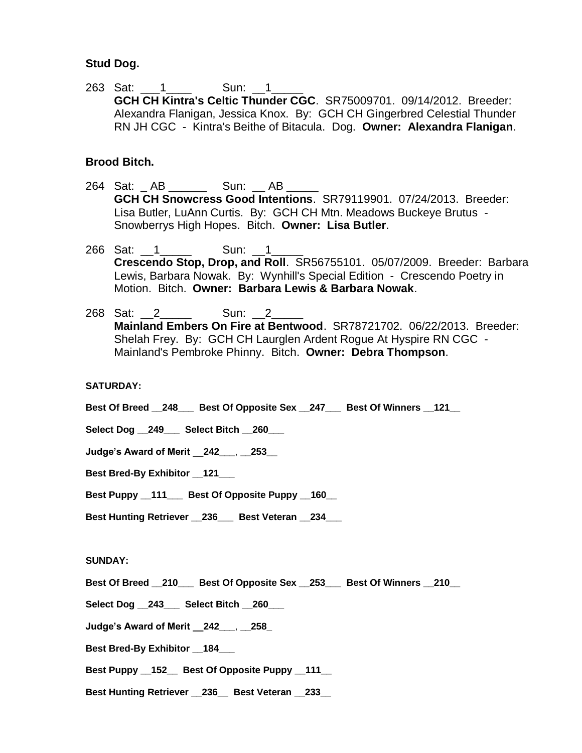**Stud Dog.**

263 Sat: ___1____ Sun: __1_____
**GCH CH Kintra's Celtic Thunder CGC**. SR75009701. 09/14/2012. Breeder: Alexandra Flanigan, Jessica Knox. By: GCH CH Gingerbred Celestial Thunder RN JH CGC - Kintra's Beithe of Bitacula. Dog. **Owner: Alexandra Flanigan**.

**Brood Bitch.**

264 Sat: _ AB ______ Sun: __ AB _____
**GCH CH Snowcress Good Intentions**. SR79119901. 07/24/2013. Breeder: Lisa Butler, LuAnn Curtis. By: GCH CH Mtn. Meadows Buckeye Brutus - Snowberrys High Hopes. Bitch. **Owner: Lisa Butler**.

266 Sat: __1_____ Sun: __1_____
**Crescendo Stop, Drop, and Roll**. SR56755101. 05/07/2009. Breeder: Barbara Lewis, Barbara Nowak. By: Wynhill's Special Edition - Crescendo Poetry in Motion. Bitch. **Owner: Barbara Lewis & Barbara Nowak**.

268 Sat: __2_____ Sun: __2_____
**Mainland Embers On Fire at Bentwood**. SR78721702. 06/22/2013. Breeder: Shelah Frey. By: GCH CH Laurglen Ardent Rogue At Hyspire RN CGC - Mainland's Pembroke Phinny. Bitch. **Owner: Debra Thompson**.

**SATURDAY:**

**Best Of Breed __248___ Best Of Opposite Sex __247___ Best Of Winners __121__**

**Select Dog __249___ Select Bitch __260___**

**Judge's Award of Merit __242___, __253__**

**Best Bred-By Exhibitor __121___**

**Best Puppy __111___ Best Of Opposite Puppy __160__**

**Best Hunting Retriever __236___ Best Veteran __234___**

**SUNDAY:**

**Best Of Breed __210___ Best Of Opposite Sex __253___ Best Of Winners __210__**

**Select Dog __243___ Select Bitch __260___**

**Judge's Award of Merit __242___, __258_**

**Best Bred-By Exhibitor __184___**

**Best Puppy __152__ Best Of Opposite Puppy __111__**

**Best Hunting Retriever __236__ Best Veteran __233__**